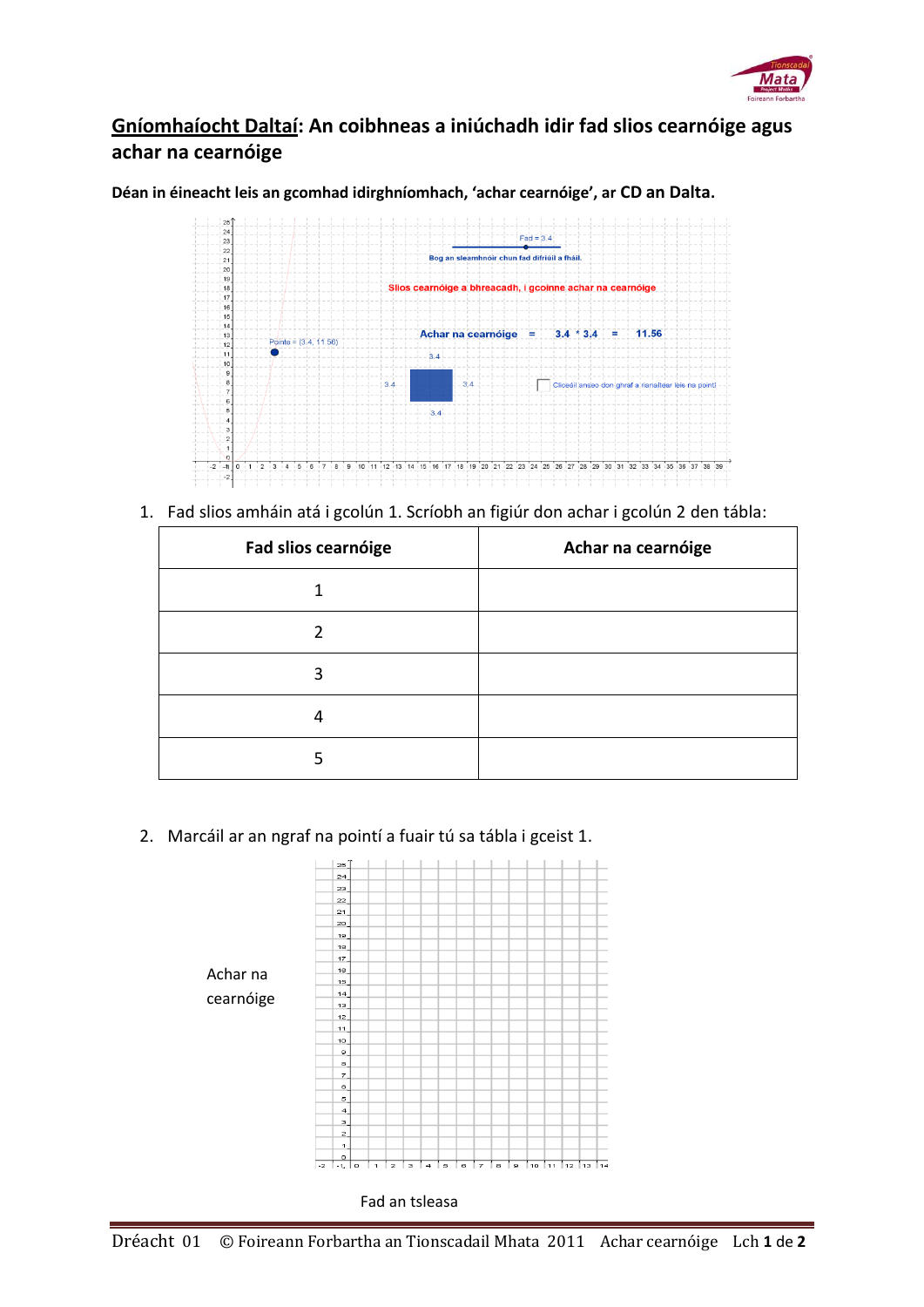**<u>Gníomhaíocht Daltaí</u>: An coibhneas a iniúchadh idir fad slios cearnóige agus achar na cearnóige**

**Déan in éineacht leis an gcomhad idirghníomhach, 'achar cearnóige', ar CD an Dalta.**

1. Fad slios amháin atá i gcolún 1. Scríobh an figiúr don achar i gcolún 2 den tábla:

| Fad slios cearnóige | Achar na cearnóige |
|---|---|
| 1 | |
| 2 | |
| 3 | |
| 4 | |
| 5 | |

2. Marcáil ar an ngraf na pointí a fuair tú sa tábla i gceist 1.

Achar na cearnóige

Fad an tsleasa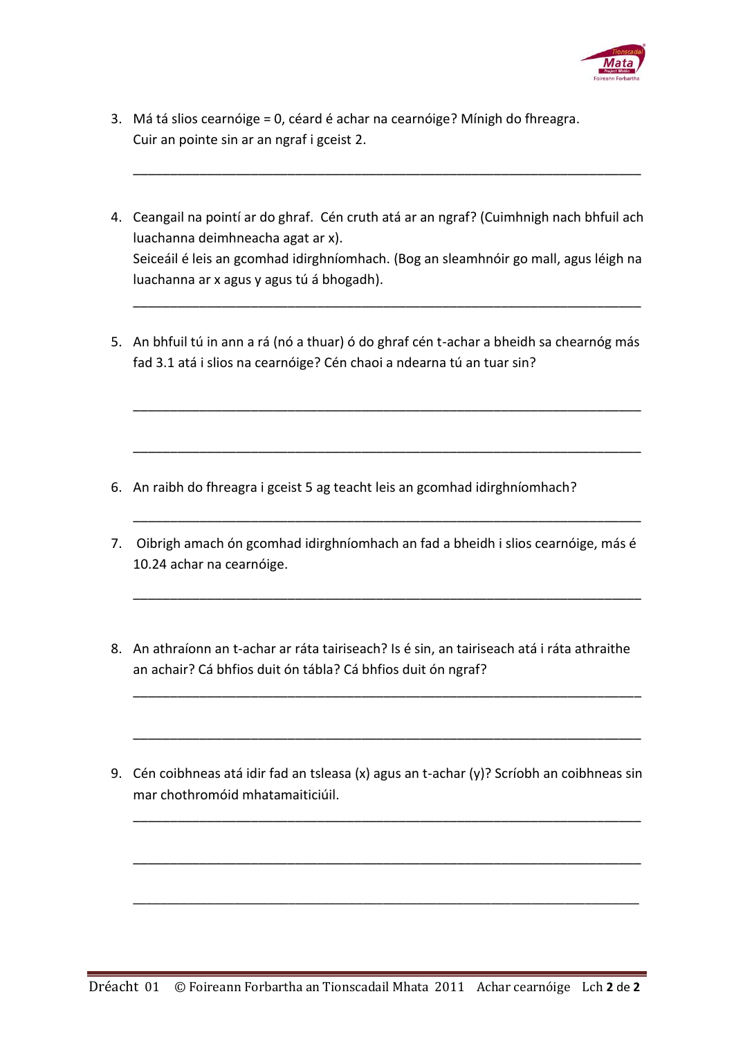3. Má tá slios cearnóige = 0, céard é achar na cearnóige? Mínigh do fhreagra.
   Cuir an pointe sin ar an ngraf i gceist 2.

   ______________________________________________________________________

4. Ceangail na pointí ar do ghraf. Cén cruth atá ar an ngraf? (Cuimhnigh nach bhfuil ach luachanna deimhneacha agat ar x).
   Seiceáil é leis an gcomhad idirghníomhach. (Bog an sleamhnóir go mall, agus léigh na luachanna ar x agus y agus tú á bhogadh).

   ______________________________________________________________________

5. An bhfuil tú in ann a rá (nó a thuar) ó do ghraf cén t-achar a bheidh sa chearnóg más fad 3.1 atá i slios na cearnóige? Cén chaoi a ndearna tú an tuar sin?

   ______________________________________________________________________

   ______________________________________________________________________

6. An raibh do fhreagra i gceist 5 ag teacht leis an gcomhad idirghníomhach?

   ______________________________________________________________________

7. Oibrigh amach ón gcomhad idirghníomhach an fad a bheidh i slios cearnóige, más é 10.24 achar na cearnóige.

   ______________________________________________________________________

8. An athraíonn an t-achar ar ráta tairiseach? Is é sin, an tairiseach atá i ráta athraithe an achair? Cá bhfios duit ón tábla? Cá bhfios duit ón ngraf?

   ______________________________________________________________________

   ______________________________________________________________________

9. Cén coibhneas atá idir fad an tsleasa (x) agus an t-achar (y)? Scríobh an coibhneas sin mar chothromóid mhatamaiticiúil.

   ______________________________________________________________________

   ______________________________________________________________________

   ______________________________________________________________________